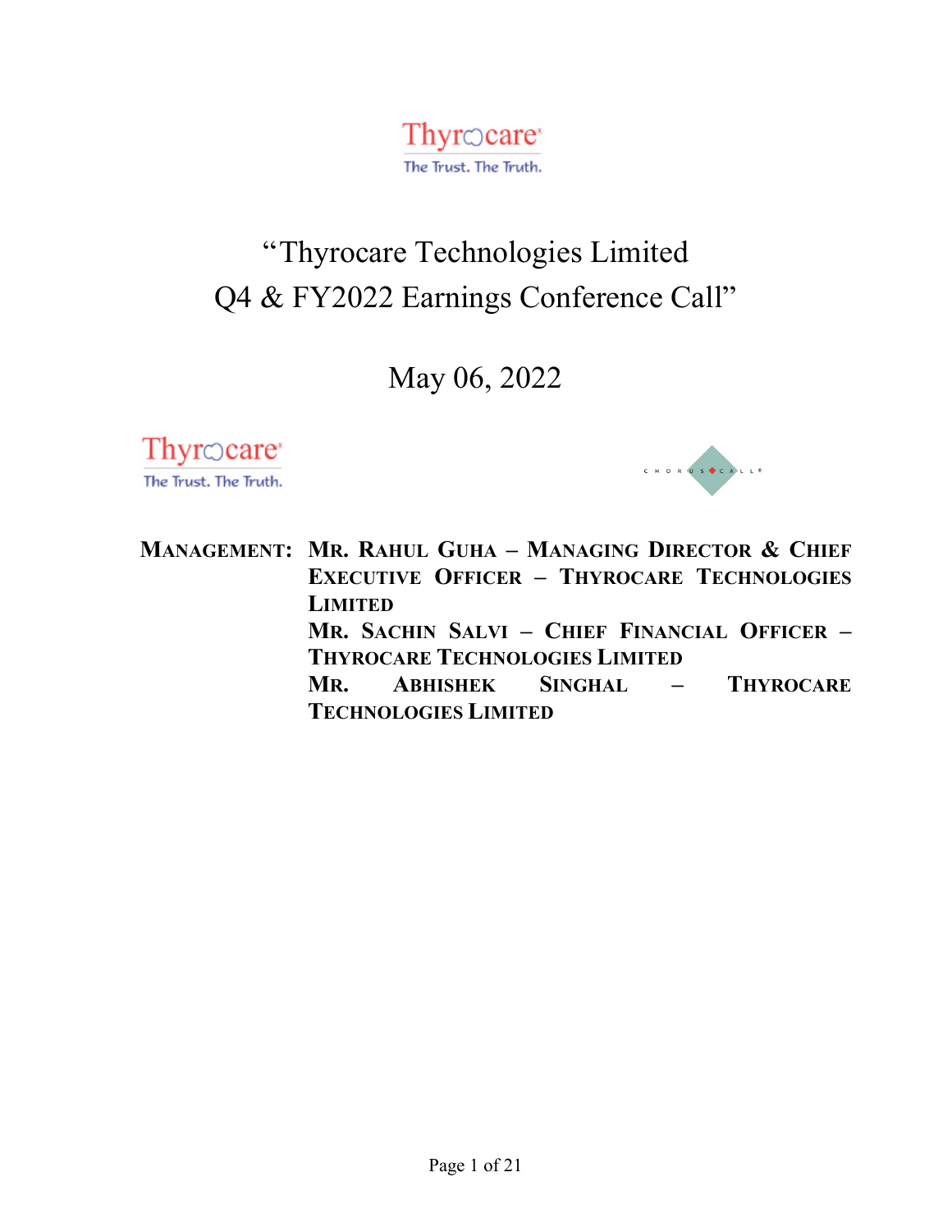# "Thyrocare Technologies Limited Q4 & FY2022 Earnings Conference Call"

May 06, 2022

**MANAGEMENT:** **MR. RAHUL GUHA – MANAGING DIRECTOR & CHIEF EXECUTIVE OFFICER – THYROCARE TECHNOLOGIES LIMITED**

**MR. SACHIN SALVI – CHIEF FINANCIAL OFFICER – THYROCARE TECHNOLOGIES LIMITED**

**MR. ABHISHEK SINGHAL – THYROCARE TECHNOLOGIES LIMITED**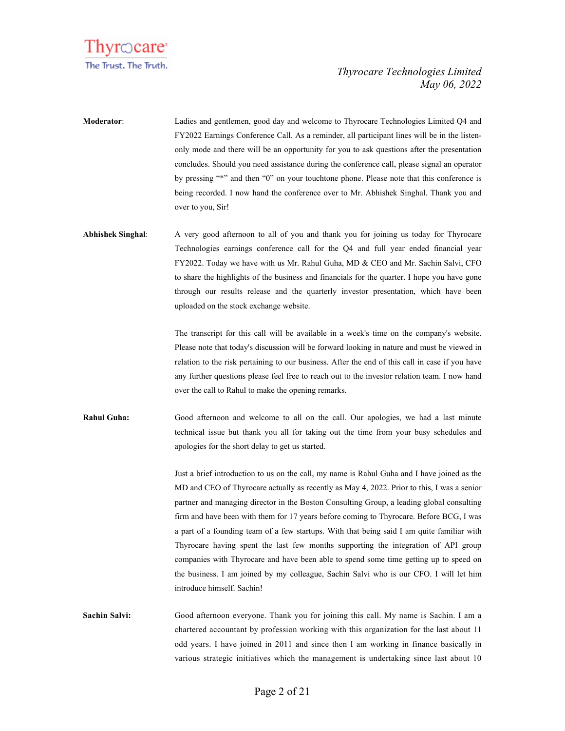**Moderator**: Ladies and gentlemen, good day and welcome to Thyrocare Technologies Limited Q4 and FY2022 Earnings Conference Call. As a reminder, all participant lines will be in the listen-only mode and there will be an opportunity for you to ask questions after the presentation concludes. Should you need assistance during the conference call, please signal an operator by pressing "*" and then "0" on your touchtone phone. Please note that this conference is being recorded. I now hand the conference over to Mr. Abhishek Singhal. Thank you and over to you, Sir!

**Abhishek Singhal**: A very good afternoon to all of you and thank you for joining us today for Thyrocare Technologies earnings conference call for the Q4 and full year ended financial year FY2022. Today we have with us Mr. Rahul Guha, MD & CEO and Mr. Sachin Salvi, CFO to share the highlights of the business and financials for the quarter. I hope you have gone through our results release and the quarterly investor presentation, which have been uploaded on the stock exchange website.

The transcript for this call will be available in a week's time on the company's website. Please note that today's discussion will be forward looking in nature and must be viewed in relation to the risk pertaining to our business. After the end of this call in case if you have any further questions please feel free to reach out to the investor relation team. I now hand over the call to Rahul to make the opening remarks.

**Rahul Guha:** Good afternoon and welcome to all on the call. Our apologies, we had a last minute technical issue but thank you all for taking out the time from your busy schedules and apologies for the short delay to get us started.

Just a brief introduction to us on the call, my name is Rahul Guha and I have joined as the MD and CEO of Thyrocare actually as recently as May 4, 2022. Prior to this, I was a senior partner and managing director in the Boston Consulting Group, a leading global consulting firm and have been with them for 17 years before coming to Thyrocare. Before BCG, I was a part of a founding team of a few startups. With that being said I am quite familiar with Thyrocare having spent the last few months supporting the integration of API group companies with Thyrocare and have been able to spend some time getting up to speed on the business. I am joined by my colleague, Sachin Salvi who is our CFO. I will let him introduce himself. Sachin!

**Sachin Salvi:** Good afternoon everyone. Thank you for joining this call. My name is Sachin. I am a chartered accountant by profession working with this organization for the last about 11 odd years. I have joined in 2011 and since then I am working in finance basically in various strategic initiatives which the management is undertaking since last about 10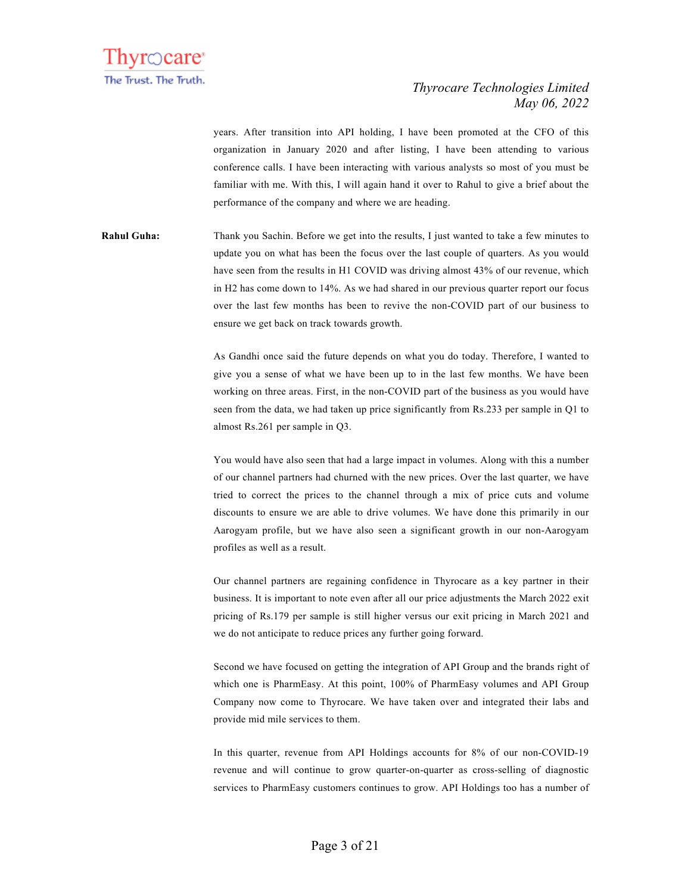years. After transition into API holding, I have been promoted at the CFO of this organization in January 2020 and after listing, I have been attending to various conference calls. I have been interacting with various analysts so most of you must be familiar with me. With this, I will again hand it over to Rahul to give a brief about the performance of the company and where we are heading.

**Rahul Guha:** Thank you Sachin. Before we get into the results, I just wanted to take a few minutes to update you on what has been the focus over the last couple of quarters. As you would have seen from the results in H1 COVID was driving almost 43% of our revenue, which in H2 has come down to 14%. As we had shared in our previous quarter report our focus over the last few months has been to revive the non-COVID part of our business to ensure we get back on track towards growth.

As Gandhi once said the future depends on what you do today. Therefore, I wanted to give you a sense of what we have been up to in the last few months. We have been working on three areas. First, in the non-COVID part of the business as you would have seen from the data, we had taken up price significantly from Rs.233 per sample in Q1 to almost Rs.261 per sample in Q3.

You would have also seen that had a large impact in volumes. Along with this a number of our channel partners had churned with the new prices. Over the last quarter, we have tried to correct the prices to the channel through a mix of price cuts and volume discounts to ensure we are able to drive volumes. We have done this primarily in our Aarogyam profile, but we have also seen a significant growth in our non-Aarogyam profiles as well as a result.

Our channel partners are regaining confidence in Thyrocare as a key partner in their business. It is important to note even after all our price adjustments the March 2022 exit pricing of Rs.179 per sample is still higher versus our exit pricing in March 2021 and we do not anticipate to reduce prices any further going forward.

Second we have focused on getting the integration of API Group and the brands right of which one is PharmEasy. At this point, 100% of PharmEasy volumes and API Group Company now come to Thyrocare. We have taken over and integrated their labs and provide mid mile services to them.

In this quarter, revenue from API Holdings accounts for 8% of our non-COVID-19 revenue and will continue to grow quarter-on-quarter as cross-selling of diagnostic services to PharmEasy customers continues to grow. API Holdings too has a number of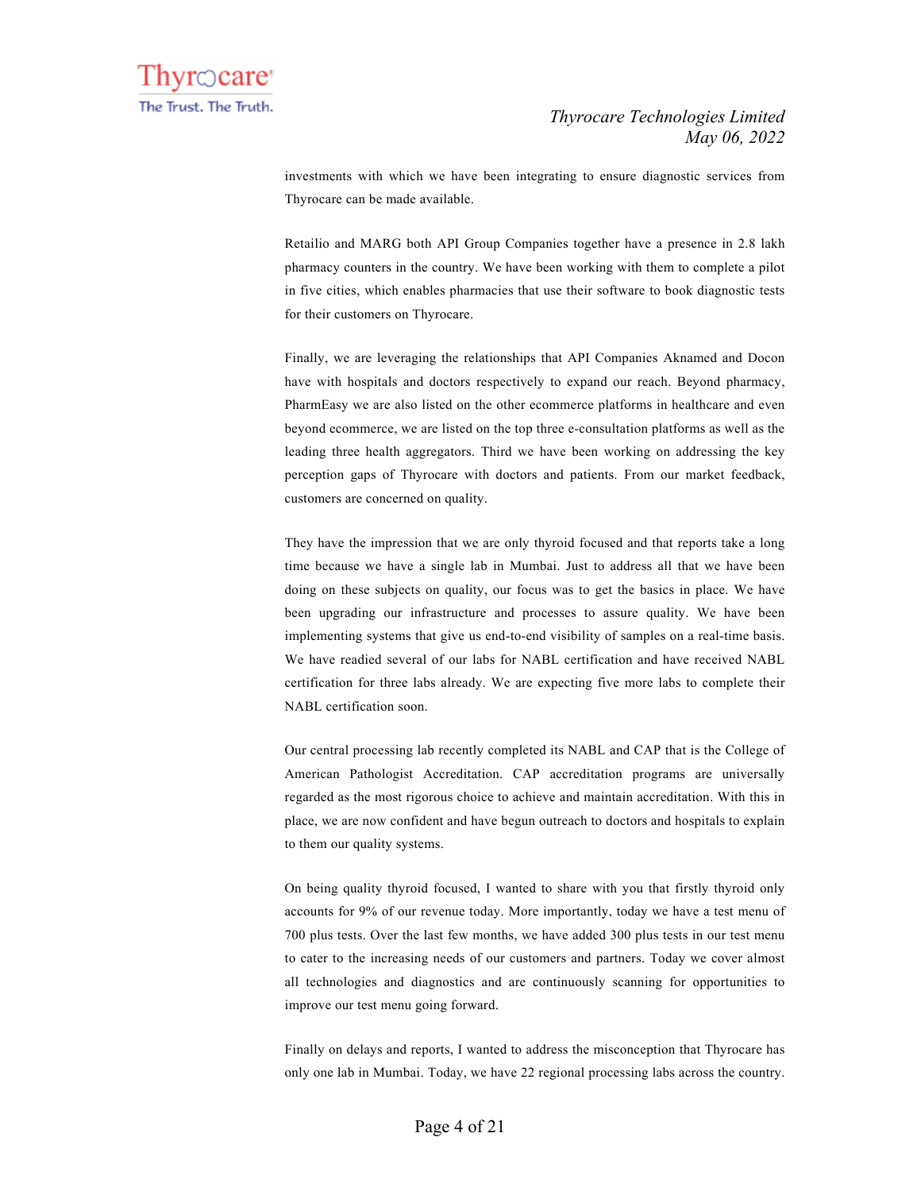investments with which we have been integrating to ensure diagnostic services from Thyrocare can be made available.

Retailio and MARG both API Group Companies together have a presence in 2.8 lakh pharmacy counters in the country. We have been working with them to complete a pilot in five cities, which enables pharmacies that use their software to book diagnostic tests for their customers on Thyrocare.

Finally, we are leveraging the relationships that API Companies Aknamed and Docon have with hospitals and doctors respectively to expand our reach. Beyond pharmacy, PharmEasy we are also listed on the other ecommerce platforms in healthcare and even beyond ecommerce, we are listed on the top three e-consultation platforms as well as the leading three health aggregators. Third we have been working on addressing the key perception gaps of Thyrocare with doctors and patients. From our market feedback, customers are concerned on quality.

They have the impression that we are only thyroid focused and that reports take a long time because we have a single lab in Mumbai. Just to address all that we have been doing on these subjects on quality, our focus was to get the basics in place. We have been upgrading our infrastructure and processes to assure quality. We have been implementing systems that give us end-to-end visibility of samples on a real-time basis. We have readied several of our labs for NABL certification and have received NABL certification for three labs already. We are expecting five more labs to complete their NABL certification soon.

Our central processing lab recently completed its NABL and CAP that is the College of American Pathologist Accreditation. CAP accreditation programs are universally regarded as the most rigorous choice to achieve and maintain accreditation. With this in place, we are now confident and have begun outreach to doctors and hospitals to explain to them our quality systems.

On being quality thyroid focused, I wanted to share with you that firstly thyroid only accounts for 9% of our revenue today. More importantly, today we have a test menu of 700 plus tests. Over the last few months, we have added 300 plus tests in our test menu to cater to the increasing needs of our customers and partners. Today we cover almost all technologies and diagnostics and are continuously scanning for opportunities to improve our test menu going forward.

Finally on delays and reports, I wanted to address the misconception that Thyrocare has only one lab in Mumbai. Today, we have 22 regional processing labs across the country.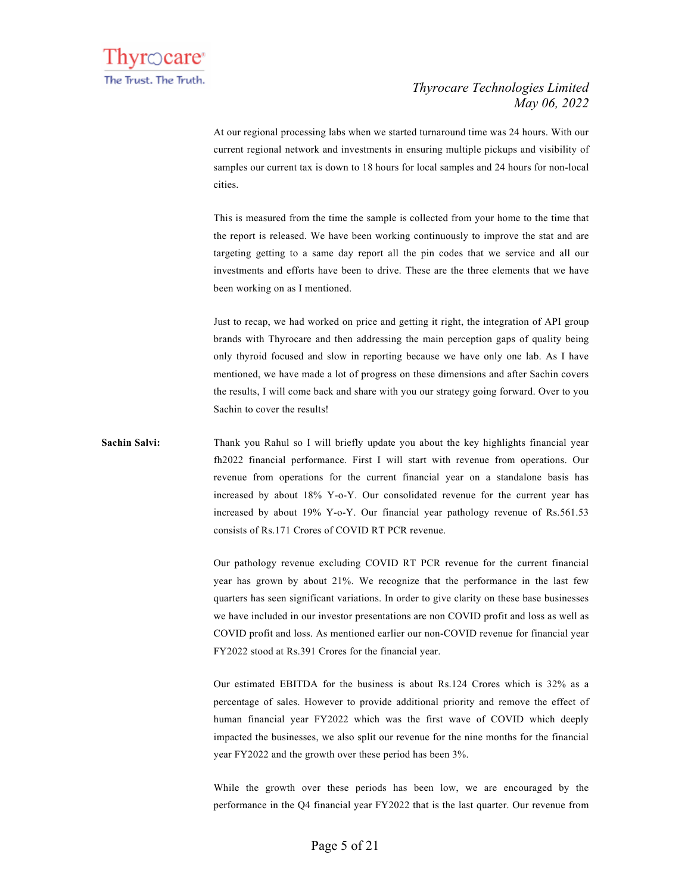At our regional processing labs when we started turnaround time was 24 hours. With our current regional network and investments in ensuring multiple pickups and visibility of samples our current tax is down to 18 hours for local samples and 24 hours for non-local cities.

This is measured from the time the sample is collected from your home to the time that the report is released. We have been working continuously to improve the stat and are targeting getting to a same day report all the pin codes that we service and all our investments and efforts have been to drive. These are the three elements that we have been working on as I mentioned.

Just to recap, we had worked on price and getting it right, the integration of API group brands with Thyrocare and then addressing the main perception gaps of quality being only thyroid focused and slow in reporting because we have only one lab. As I have mentioned, we have made a lot of progress on these dimensions and after Sachin covers the results, I will come back and share with you our strategy going forward. Over to you Sachin to cover the results!

**Sachin Salvi:** Thank you Rahul so I will briefly update you about the key highlights financial year fh2022 financial performance. First I will start with revenue from operations. Our revenue from operations for the current financial year on a standalone basis has increased by about 18% Y-o-Y. Our consolidated revenue for the current year has increased by about 19% Y-o-Y. Our financial year pathology revenue of Rs.561.53 consists of Rs.171 Crores of COVID RT PCR revenue.

Our pathology revenue excluding COVID RT PCR revenue for the current financial year has grown by about 21%. We recognize that the performance in the last few quarters has seen significant variations. In order to give clarity on these base businesses we have included in our investor presentations are non COVID profit and loss as well as COVID profit and loss. As mentioned earlier our non-COVID revenue for financial year FY2022 stood at Rs.391 Crores for the financial year.

Our estimated EBITDA for the business is about Rs.124 Crores which is 32% as a percentage of sales. However to provide additional priority and remove the effect of human financial year FY2022 which was the first wave of COVID which deeply impacted the businesses, we also split our revenue for the nine months for the financial year FY2022 and the growth over these period has been 3%.

While the growth over these periods has been low, we are encouraged by the performance in the Q4 financial year FY2022 that is the last quarter. Our revenue from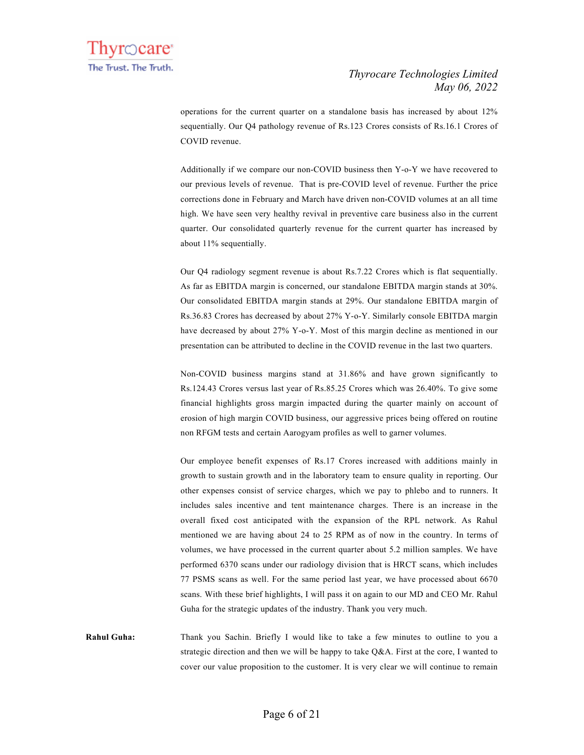operations for the current quarter on a standalone basis has increased by about 12% sequentially. Our Q4 pathology revenue of Rs.123 Crores consists of Rs.16.1 Crores of COVID revenue.

Additionally if we compare our non-COVID business then Y-o-Y we have recovered to our previous levels of revenue. That is pre-COVID level of revenue. Further the price corrections done in February and March have driven non-COVID volumes at an all time high. We have seen very healthy revival in preventive care business also in the current quarter. Our consolidated quarterly revenue for the current quarter has increased by about 11% sequentially.

Our Q4 radiology segment revenue is about Rs.7.22 Crores which is flat sequentially. As far as EBITDA margin is concerned, our standalone EBITDA margin stands at 30%. Our consolidated EBITDA margin stands at 29%. Our standalone EBITDA margin of Rs.36.83 Crores has decreased by about 27% Y-o-Y. Similarly console EBITDA margin have decreased by about 27% Y-o-Y. Most of this margin decline as mentioned in our presentation can be attributed to decline in the COVID revenue in the last two quarters.

Non-COVID business margins stand at 31.86% and have grown significantly to Rs.124.43 Crores versus last year of Rs.85.25 Crores which was 26.40%. To give some financial highlights gross margin impacted during the quarter mainly on account of erosion of high margin COVID business, our aggressive prices being offered on routine non RFGM tests and certain Aarogyam profiles as well to garner volumes.

Our employee benefit expenses of Rs.17 Crores increased with additions mainly in growth to sustain growth and in the laboratory team to ensure quality in reporting. Our other expenses consist of service charges, which we pay to phlebo and to runners. It includes sales incentive and tent maintenance charges. There is an increase in the overall fixed cost anticipated with the expansion of the RPL network. As Rahul mentioned we are having about 24 to 25 RPM as of now in the country. In terms of volumes, we have processed in the current quarter about 5.2 million samples. We have performed 6370 scans under our radiology division that is HRCT scans, which includes 77 PSMS scans as well. For the same period last year, we have processed about 6670 scans. With these brief highlights, I will pass it on again to our MD and CEO Mr. Rahul Guha for the strategic updates of the industry. Thank you very much.

**Rahul Guha:** Thank you Sachin. Briefly I would like to take a few minutes to outline to you a strategic direction and then we will be happy to take Q&A. First at the core, I wanted to cover our value proposition to the customer. It is very clear we will continue to remain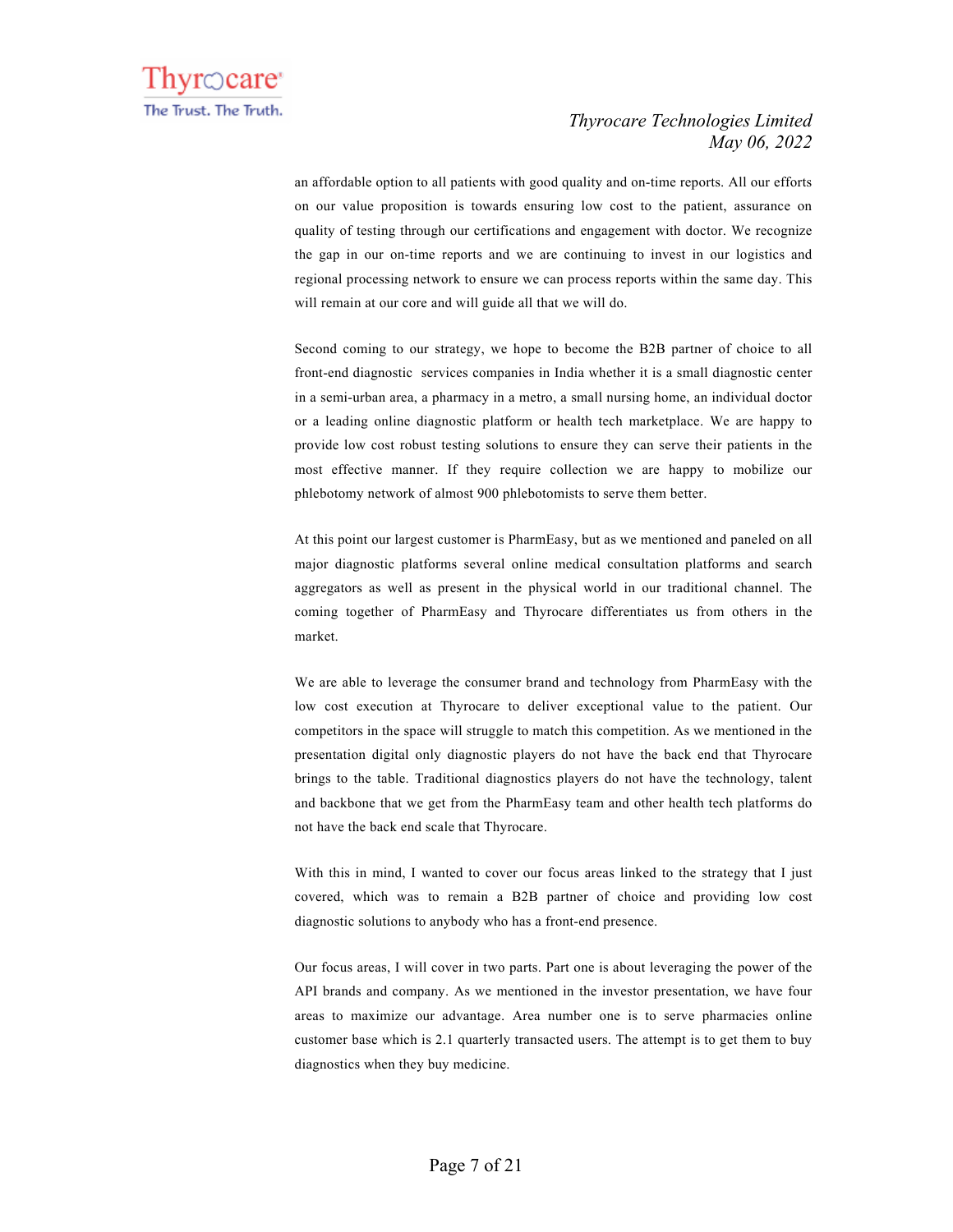an affordable option to all patients with good quality and on-time reports. All our efforts on our value proposition is towards ensuring low cost to the patient, assurance on quality of testing through our certifications and engagement with doctor. We recognize the gap in our on-time reports and we are continuing to invest in our logistics and regional processing network to ensure we can process reports within the same day. This will remain at our core and will guide all that we will do.

Second coming to our strategy, we hope to become the B2B partner of choice to all front-end diagnostic services companies in India whether it is a small diagnostic center in a semi-urban area, a pharmacy in a metro, a small nursing home, an individual doctor or a leading online diagnostic platform or health tech marketplace. We are happy to provide low cost robust testing solutions to ensure they can serve their patients in the most effective manner. If they require collection we are happy to mobilize our phlebotomy network of almost 900 phlebotomists to serve them better.

At this point our largest customer is PharmEasy, but as we mentioned and paneled on all major diagnostic platforms several online medical consultation platforms and search aggregators as well as present in the physical world in our traditional channel. The coming together of PharmEasy and Thyrocare differentiates us from others in the market.

We are able to leverage the consumer brand and technology from PharmEasy with the low cost execution at Thyrocare to deliver exceptional value to the patient. Our competitors in the space will struggle to match this competition. As we mentioned in the presentation digital only diagnostic players do not have the back end that Thyrocare brings to the table. Traditional diagnostics players do not have the technology, talent and backbone that we get from the PharmEasy team and other health tech platforms do not have the back end scale that Thyrocare.

With this in mind, I wanted to cover our focus areas linked to the strategy that I just covered, which was to remain a B2B partner of choice and providing low cost diagnostic solutions to anybody who has a front-end presence.

Our focus areas, I will cover in two parts. Part one is about leveraging the power of the API brands and company. As we mentioned in the investor presentation, we have four areas to maximize our advantage. Area number one is to serve pharmacies online customer base which is 2.1 quarterly transacted users. The attempt is to get them to buy diagnostics when they buy medicine.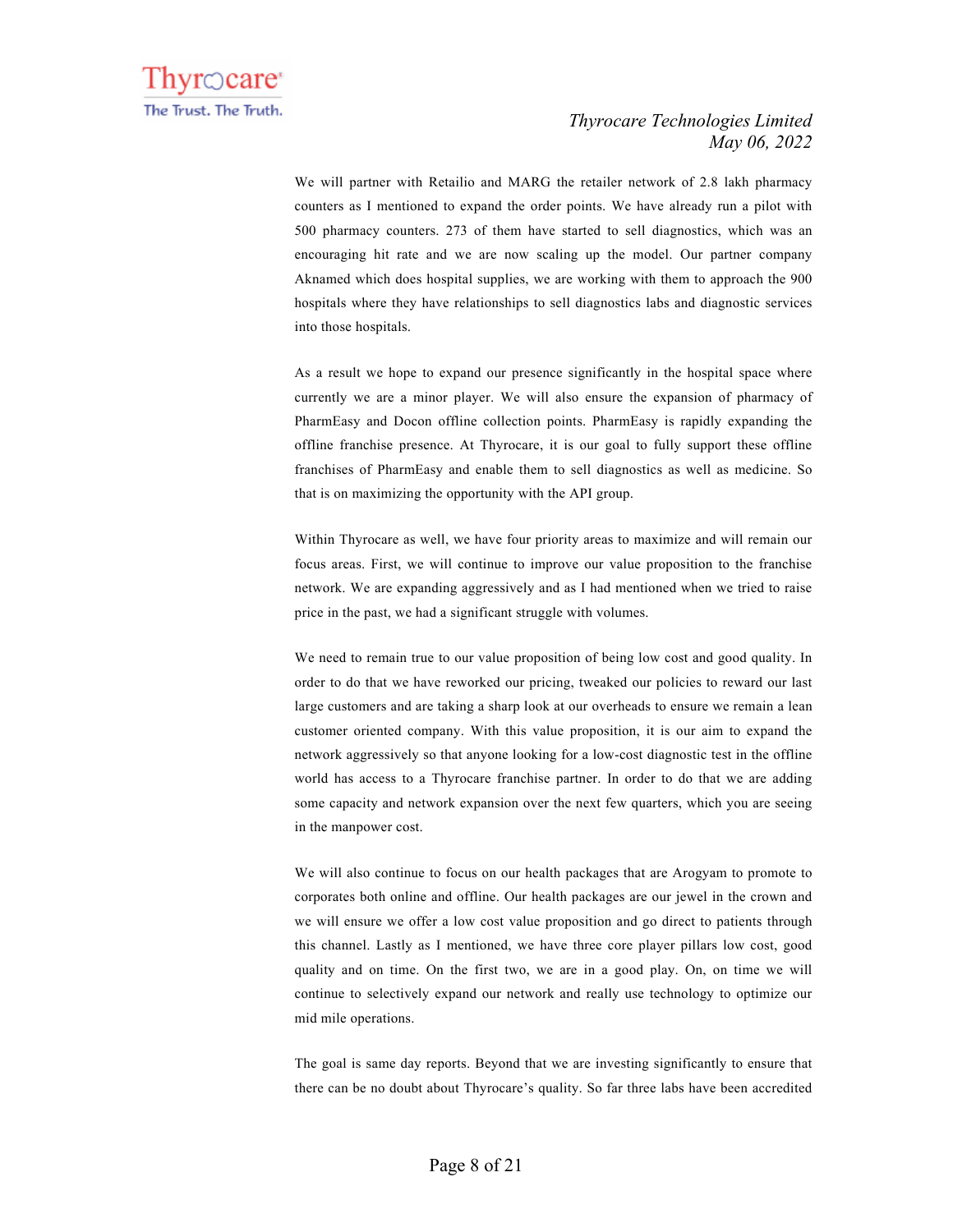We will partner with Retailio and MARG the retailer network of 2.8 lakh pharmacy counters as I mentioned to expand the order points. We have already run a pilot with 500 pharmacy counters. 273 of them have started to sell diagnostics, which was an encouraging hit rate and we are now scaling up the model. Our partner company Aknamed which does hospital supplies, we are working with them to approach the 900 hospitals where they have relationships to sell diagnostics labs and diagnostic services into those hospitals.

As a result we hope to expand our presence significantly in the hospital space where currently we are a minor player. We will also ensure the expansion of pharmacy of PharmEasy and Docon offline collection points. PharmEasy is rapidly expanding the offline franchise presence. At Thyrocare, it is our goal to fully support these offline franchises of PharmEasy and enable them to sell diagnostics as well as medicine. So that is on maximizing the opportunity with the API group.

Within Thyrocare as well, we have four priority areas to maximize and will remain our focus areas. First, we will continue to improve our value proposition to the franchise network. We are expanding aggressively and as I had mentioned when we tried to raise price in the past, we had a significant struggle with volumes.

We need to remain true to our value proposition of being low cost and good quality. In order to do that we have reworked our pricing, tweaked our policies to reward our last large customers and are taking a sharp look at our overheads to ensure we remain a lean customer oriented company. With this value proposition, it is our aim to expand the network aggressively so that anyone looking for a low-cost diagnostic test in the offline world has access to a Thyrocare franchise partner. In order to do that we are adding some capacity and network expansion over the next few quarters, which you are seeing in the manpower cost.

We will also continue to focus on our health packages that are Arogyam to promote to corporates both online and offline. Our health packages are our jewel in the crown and we will ensure we offer a low cost value proposition and go direct to patients through this channel. Lastly as I mentioned, we have three core player pillars low cost, good quality and on time. On the first two, we are in a good play. On, on time we will continue to selectively expand our network and really use technology to optimize our mid mile operations.

The goal is same day reports. Beyond that we are investing significantly to ensure that there can be no doubt about Thyrocare's quality. So far three labs have been accredited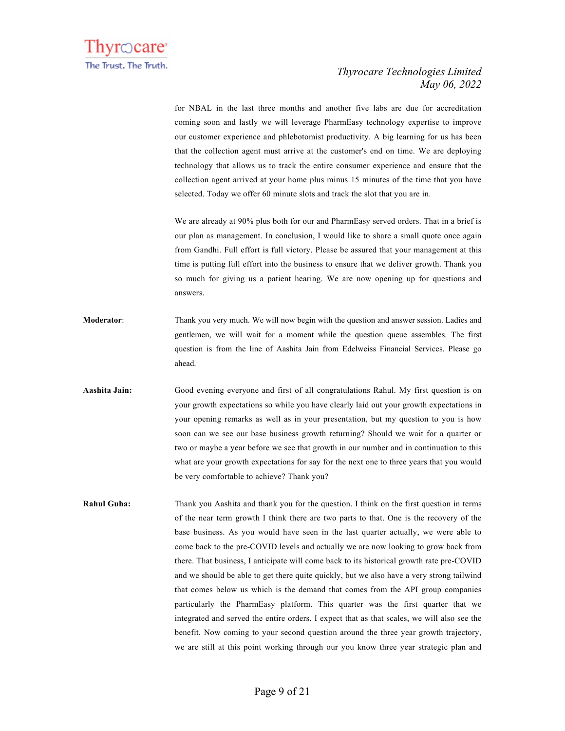for NBAL in the last three months and another five labs are due for accreditation coming soon and lastly we will leverage PharmEasy technology expertise to improve our customer experience and phlebotomist productivity. A big learning for us has been that the collection agent must arrive at the customer's end on time. We are deploying technology that allows us to track the entire consumer experience and ensure that the collection agent arrived at your home plus minus 15 minutes of the time that you have selected. Today we offer 60 minute slots and track the slot that you are in.

We are already at 90% plus both for our and PharmEasy served orders. That in a brief is our plan as management. In conclusion, I would like to share a small quote once again from Gandhi. Full effort is full victory. Please be assured that your management at this time is putting full effort into the business to ensure that we deliver growth. Thank you so much for giving us a patient hearing. We are now opening up for questions and answers.

**Moderator**: Thank you very much. We will now begin with the question and answer session. Ladies and gentlemen, we will wait for a moment while the question queue assembles. The first question is from the line of Aashita Jain from Edelweiss Financial Services. Please go ahead.

**Aashita Jain:** Good evening everyone and first of all congratulations Rahul. My first question is on your growth expectations so while you have clearly laid out your growth expectations in your opening remarks as well as in your presentation, but my question to you is how soon can we see our base business growth returning? Should we wait for a quarter or two or maybe a year before we see that growth in our number and in continuation to this what are your growth expectations for say for the next one to three years that you would be very comfortable to achieve? Thank you?

**Rahul Guha:** Thank you Aashita and thank you for the question. I think on the first question in terms of the near term growth I think there are two parts to that. One is the recovery of the base business. As you would have seen in the last quarter actually, we were able to come back to the pre-COVID levels and actually we are now looking to grow back from there. That business, I anticipate will come back to its historical growth rate pre-COVID and we should be able to get there quite quickly, but we also have a very strong tailwind that comes below us which is the demand that comes from the API group companies particularly the PharmEasy platform. This quarter was the first quarter that we integrated and served the entire orders. I expect that as that scales, we will also see the benefit. Now coming to your second question around the three year growth trajectory, we are still at this point working through our you know three year strategic plan and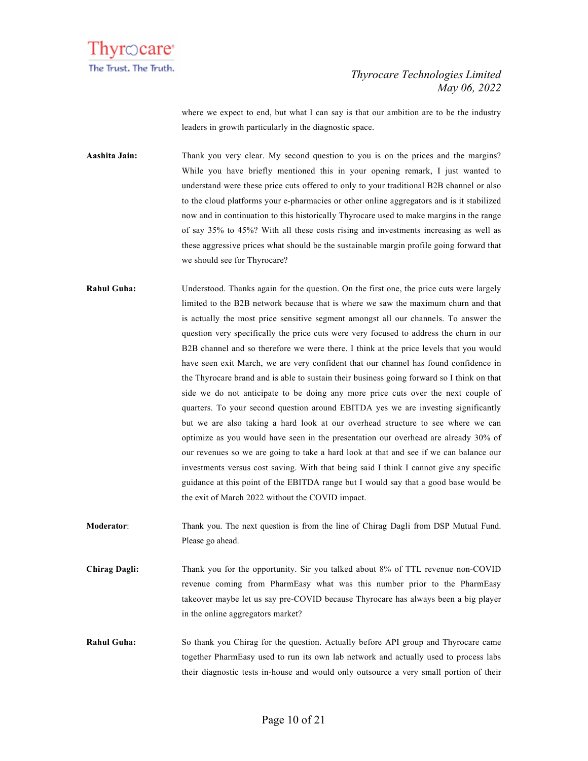where we expect to end, but what I can say is that our ambition are to be the industry leaders in growth particularly in the diagnostic space.

**Aashita Jain:** Thank you very clear. My second question to you is on the prices and the margins? While you have briefly mentioned this in your opening remark, I just wanted to understand were these price cuts offered to only to your traditional B2B channel or also to the cloud platforms your e-pharmacies or other online aggregators and is it stabilized now and in continuation to this historically Thyrocare used to make margins in the range of say 35% to 45%? With all these costs rising and investments increasing as well as these aggressive prices what should be the sustainable margin profile going forward that we should see for Thyrocare?

**Rahul Guha:** Understood. Thanks again for the question. On the first one, the price cuts were largely limited to the B2B network because that is where we saw the maximum churn and that is actually the most price sensitive segment amongst all our channels. To answer the question very specifically the price cuts were very focused to address the churn in our B2B channel and so therefore we were there. I think at the price levels that you would have seen exit March, we are very confident that our channel has found confidence in the Thyrocare brand and is able to sustain their business going forward so I think on that side we do not anticipate to be doing any more price cuts over the next couple of quarters. To your second question around EBITDA yes we are investing significantly but we are also taking a hard look at our overhead structure to see where we can optimize as you would have seen in the presentation our overhead are already 30% of our revenues so we are going to take a hard look at that and see if we can balance our investments versus cost saving. With that being said I think I cannot give any specific guidance at this point of the EBITDA range but I would say that a good base would be the exit of March 2022 without the COVID impact.

**Moderator**: Thank you. The next question is from the line of Chirag Dagli from DSP Mutual Fund. Please go ahead.

**Chirag Dagli:** Thank you for the opportunity. Sir you talked about 8% of TTL revenue non-COVID revenue coming from PharmEasy what was this number prior to the PharmEasy takeover maybe let us say pre-COVID because Thyrocare has always been a big player in the online aggregators market?

**Rahul Guha:** So thank you Chirag for the question. Actually before API group and Thyrocare came together PharmEasy used to run its own lab network and actually used to process labs their diagnostic tests in-house and would only outsource a very small portion of their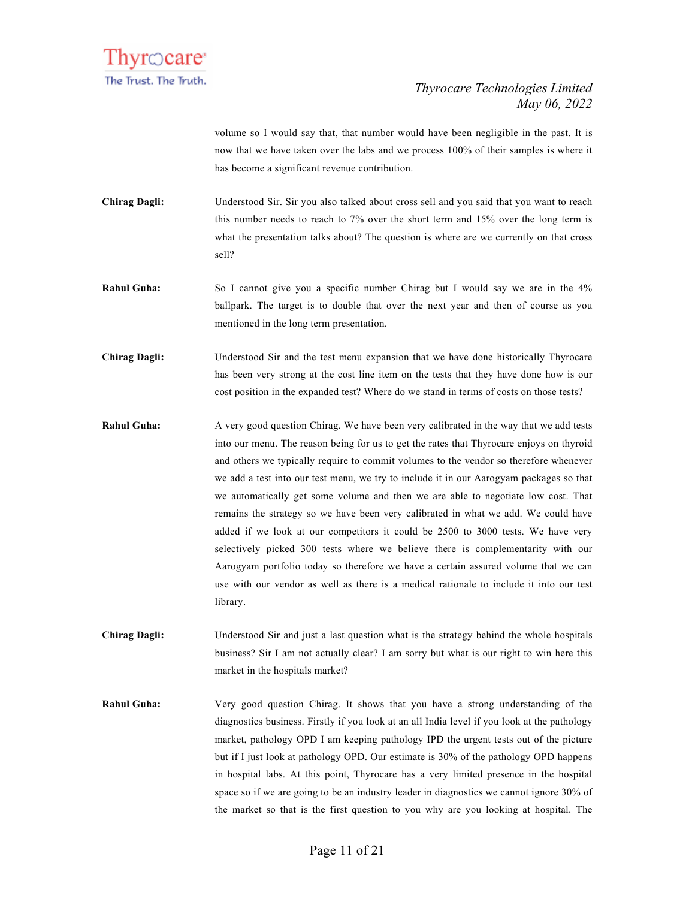volume so I would say that, that number would have been negligible in the past. It is now that we have taken over the labs and we process 100% of their samples is where it has become a significant revenue contribution.

**Chirag Dagli:** Understood Sir. Sir you also talked about cross sell and you said that you want to reach this number needs to reach to 7% over the short term and 15% over the long term is what the presentation talks about? The question is where are we currently on that cross sell?

**Rahul Guha:** So I cannot give you a specific number Chirag but I would say we are in the 4% ballpark. The target is to double that over the next year and then of course as you mentioned in the long term presentation.

**Chirag Dagli:** Understood Sir and the test menu expansion that we have done historically Thyrocare has been very strong at the cost line item on the tests that they have done how is our cost position in the expanded test? Where do we stand in terms of costs on those tests?

**Rahul Guha:** A very good question Chirag. We have been very calibrated in the way that we add tests into our menu. The reason being for us to get the rates that Thyrocare enjoys on thyroid and others we typically require to commit volumes to the vendor so therefore whenever we add a test into our test menu, we try to include it in our Aarogyam packages so that we automatically get some volume and then we are able to negotiate low cost. That remains the strategy so we have been very calibrated in what we add. We could have added if we look at our competitors it could be 2500 to 3000 tests. We have very selectively picked 300 tests where we believe there is complementarity with our Aarogyam portfolio today so therefore we have a certain assured volume that we can use with our vendor as well as there is a medical rationale to include it into our test library.

**Chirag Dagli:** Understood Sir and just a last question what is the strategy behind the whole hospitals business? Sir I am not actually clear? I am sorry but what is our right to win here this market in the hospitals market?

**Rahul Guha:** Very good question Chirag. It shows that you have a strong understanding of the diagnostics business. Firstly if you look at an all India level if you look at the pathology market, pathology OPD I am keeping pathology IPD the urgent tests out of the picture but if I just look at pathology OPD. Our estimate is 30% of the pathology OPD happens in hospital labs. At this point, Thyrocare has a very limited presence in the hospital space so if we are going to be an industry leader in diagnostics we cannot ignore 30% of the market so that is the first question to you why are you looking at hospital. The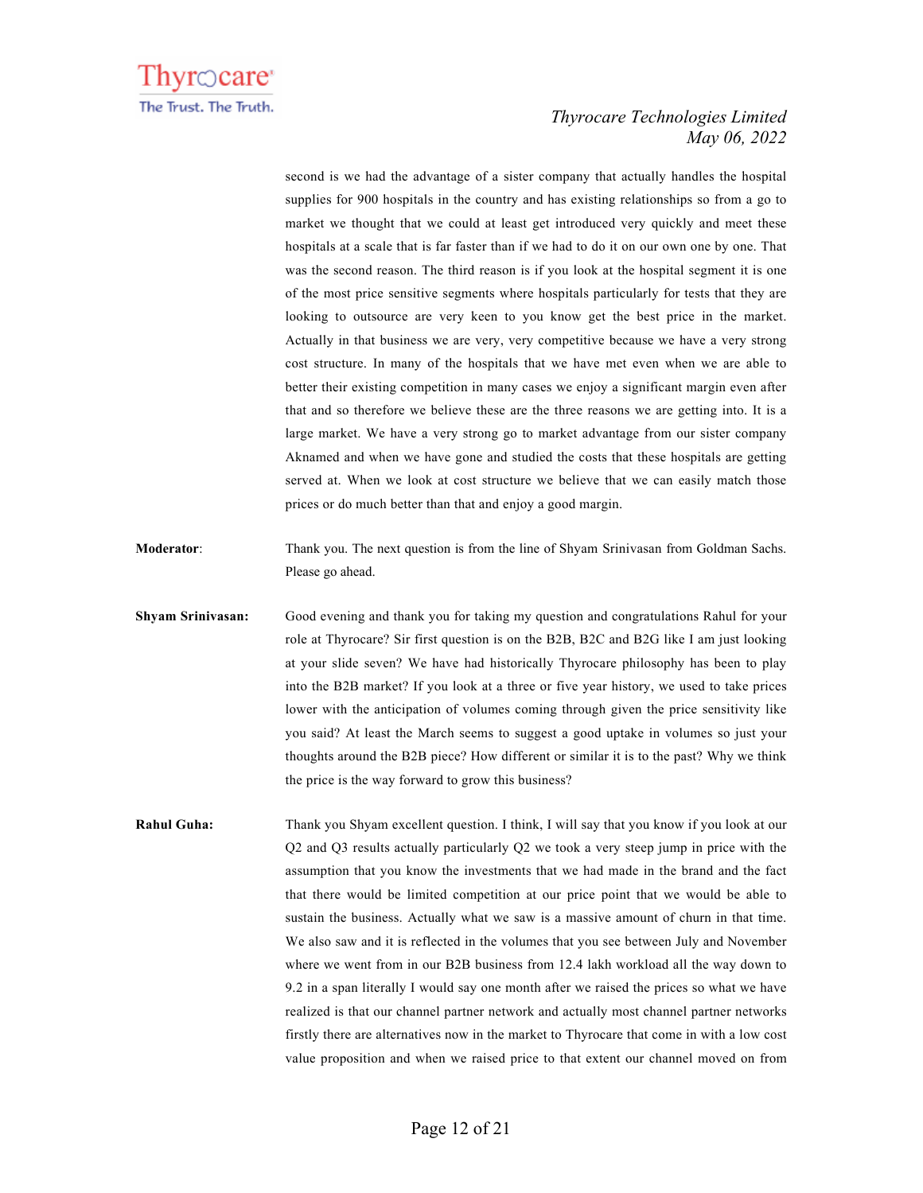second is we had the advantage of a sister company that actually handles the hospital supplies for 900 hospitals in the country and has existing relationships so from a go to market we thought that we could at least get introduced very quickly and meet these hospitals at a scale that is far faster than if we had to do it on our own one by one. That was the second reason. The third reason is if you look at the hospital segment it is one of the most price sensitive segments where hospitals particularly for tests that they are looking to outsource are very keen to you know get the best price in the market. Actually in that business we are very, very competitive because we have a very strong cost structure. In many of the hospitals that we have met even when we are able to better their existing competition in many cases we enjoy a significant margin even after that and so therefore we believe these are the three reasons we are getting into. It is a large market. We have a very strong go to market advantage from our sister company Aknamed and when we have gone and studied the costs that these hospitals are getting served at. When we look at cost structure we believe that we can easily match those prices or do much better than that and enjoy a good margin.

**Moderator**: Thank you. The next question is from the line of Shyam Srinivasan from Goldman Sachs. Please go ahead.

**Shyam Srinivasan:** Good evening and thank you for taking my question and congratulations Rahul for your role at Thyrocare? Sir first question is on the B2B, B2C and B2G like I am just looking at your slide seven? We have had historically Thyrocare philosophy has been to play into the B2B market? If you look at a three or five year history, we used to take prices lower with the anticipation of volumes coming through given the price sensitivity like you said? At least the March seems to suggest a good uptake in volumes so just your thoughts around the B2B piece? How different or similar it is to the past? Why we think the price is the way forward to grow this business?

**Rahul Guha:** Thank you Shyam excellent question. I think, I will say that you know if you look at our Q2 and Q3 results actually particularly Q2 we took a very steep jump in price with the assumption that you know the investments that we had made in the brand and the fact that there would be limited competition at our price point that we would be able to sustain the business. Actually what we saw is a massive amount of churn in that time. We also saw and it is reflected in the volumes that you see between July and November where we went from in our B2B business from 12.4 lakh workload all the way down to 9.2 in a span literally I would say one month after we raised the prices so what we have realized is that our channel partner network and actually most channel partner networks firstly there are alternatives now in the market to Thyrocare that come in with a low cost value proposition and when we raised price to that extent our channel moved on from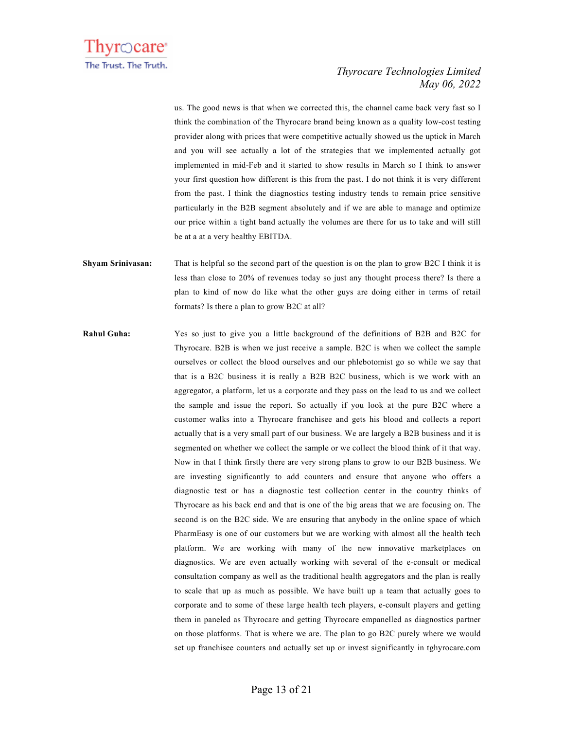us. The good news is that when we corrected this, the channel came back very fast so I think the combination of the Thyrocare brand being known as a quality low-cost testing provider along with prices that were competitive actually showed us the uptick in March and you will see actually a lot of the strategies that we implemented actually got implemented in mid-Feb and it started to show results in March so I think to answer your first question how different is this from the past. I do not think it is very different from the past. I think the diagnostics testing industry tends to remain price sensitive particularly in the B2B segment absolutely and if we are able to manage and optimize our price within a tight band actually the volumes are there for us to take and will still be at a at a very healthy EBITDA.

**Shyam Srinivasan:** That is helpful so the second part of the question is on the plan to grow B2C I think it is less than close to 20% of revenues today so just any thought process there? Is there a plan to kind of now do like what the other guys are doing either in terms of retail formats? Is there a plan to grow B2C at all?

**Rahul Guha:** Yes so just to give you a little background of the definitions of B2B and B2C for Thyrocare. B2B is when we just receive a sample. B2C is when we collect the sample ourselves or collect the blood ourselves and our phlebotomist go so while we say that that is a B2C business it is really a B2B B2C business, which is we work with an aggregator, a platform, let us a corporate and they pass on the lead to us and we collect the sample and issue the report. So actually if you look at the pure B2C where a customer walks into a Thyrocare franchisee and gets his blood and collects a report actually that is a very small part of our business. We are largely a B2B business and it is segmented on whether we collect the sample or we collect the blood think of it that way. Now in that I think firstly there are very strong plans to grow to our B2B business. We are investing significantly to add counters and ensure that anyone who offers a diagnostic test or has a diagnostic test collection center in the country thinks of Thyrocare as his back end and that is one of the big areas that we are focusing on. The second is on the B2C side. We are ensuring that anybody in the online space of which PharmEasy is one of our customers but we are working with almost all the health tech platform. We are working with many of the new innovative marketplaces on diagnostics. We are even actually working with several of the e-consult or medical consultation company as well as the traditional health aggregators and the plan is really to scale that up as much as possible. We have built up a team that actually goes to corporate and to some of these large health tech players, e-consult players and getting them in paneled as Thyrocare and getting Thyrocare empanelled as diagnostics partner on those platforms. That is where we are. The plan to go B2C purely where we would set up franchisee counters and actually set up or invest significantly in tghyrocare.com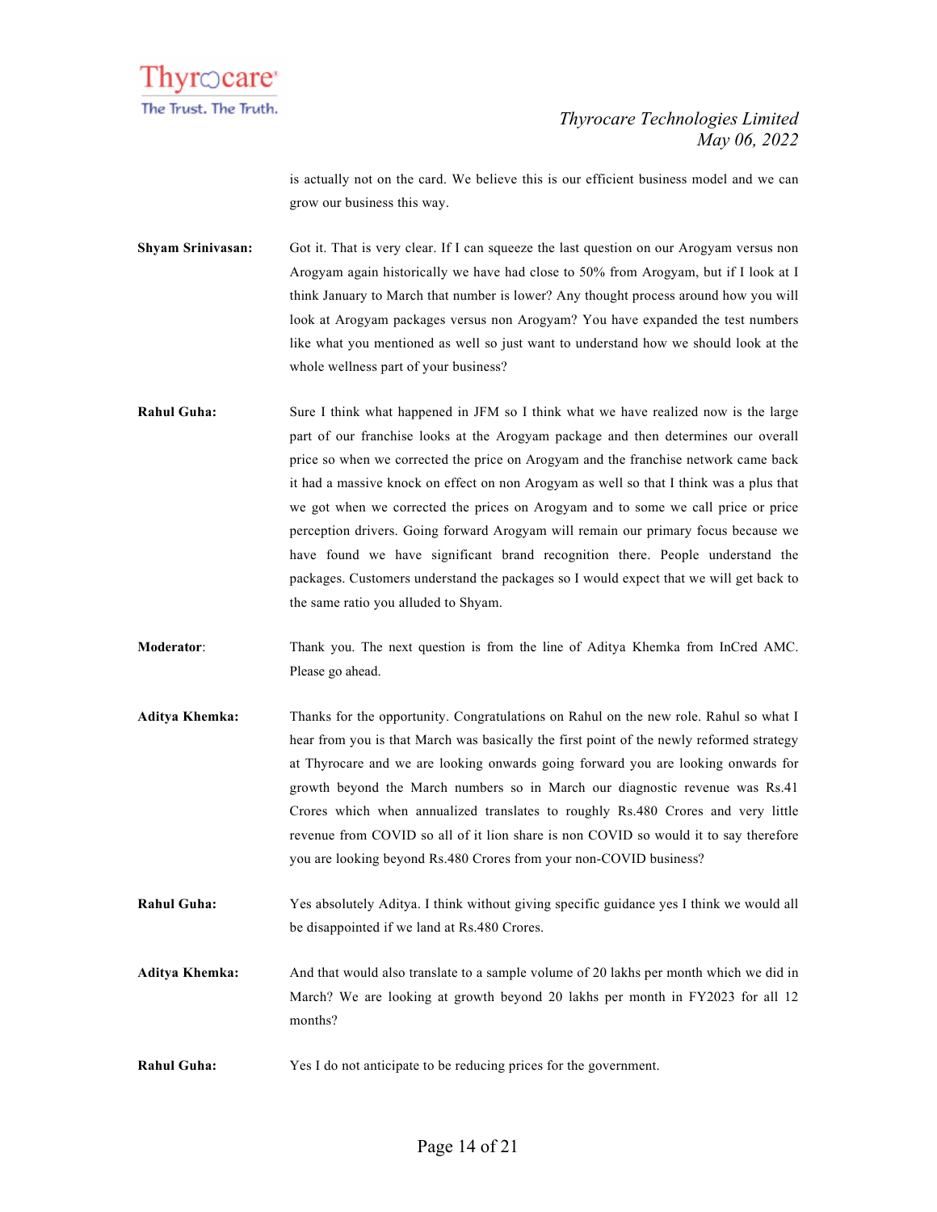is actually not on the card. We believe this is our efficient business model and we can grow our business this way.

**Shyam Srinivasan:** Got it. That is very clear. If I can squeeze the last question on our Arogyam versus non Arogyam again historically we have had close to 50% from Arogyam, but if I look at I think January to March that number is lower? Any thought process around how you will look at Arogyam packages versus non Arogyam? You have expanded the test numbers like what you mentioned as well so just want to understand how we should look at the whole wellness part of your business?

**Rahul Guha:** Sure I think what happened in JFM so I think what we have realized now is the large part of our franchise looks at the Arogyam package and then determines our overall price so when we corrected the price on Arogyam and the franchise network came back it had a massive knock on effect on non Arogyam as well so that I think was a plus that we got when we corrected the prices on Arogyam and to some we call price or price perception drivers. Going forward Arogyam will remain our primary focus because we have found we have significant brand recognition there. People understand the packages. Customers understand the packages so I would expect that we will get back to the same ratio you alluded to Shyam.

**Moderator**: Thank you. The next question is from the line of Aditya Khemka from InCred AMC. Please go ahead.

**Aditya Khemka:** Thanks for the opportunity. Congratulations on Rahul on the new role. Rahul so what I hear from you is that March was basically the first point of the newly reformed strategy at Thyrocare and we are looking onwards going forward you are looking onwards for growth beyond the March numbers so in March our diagnostic revenue was Rs.41 Crores which when annualized translates to roughly Rs.480 Crores and very little revenue from COVID so all of it lion share is non COVID so would it to say therefore you are looking beyond Rs.480 Crores from your non-COVID business?

**Rahul Guha:** Yes absolutely Aditya. I think without giving specific guidance yes I think we would all be disappointed if we land at Rs.480 Crores.

**Aditya Khemka:** And that would also translate to a sample volume of 20 lakhs per month which we did in March? We are looking at growth beyond 20 lakhs per month in FY2023 for all 12 months?

**Rahul Guha:** Yes I do not anticipate to be reducing prices for the government.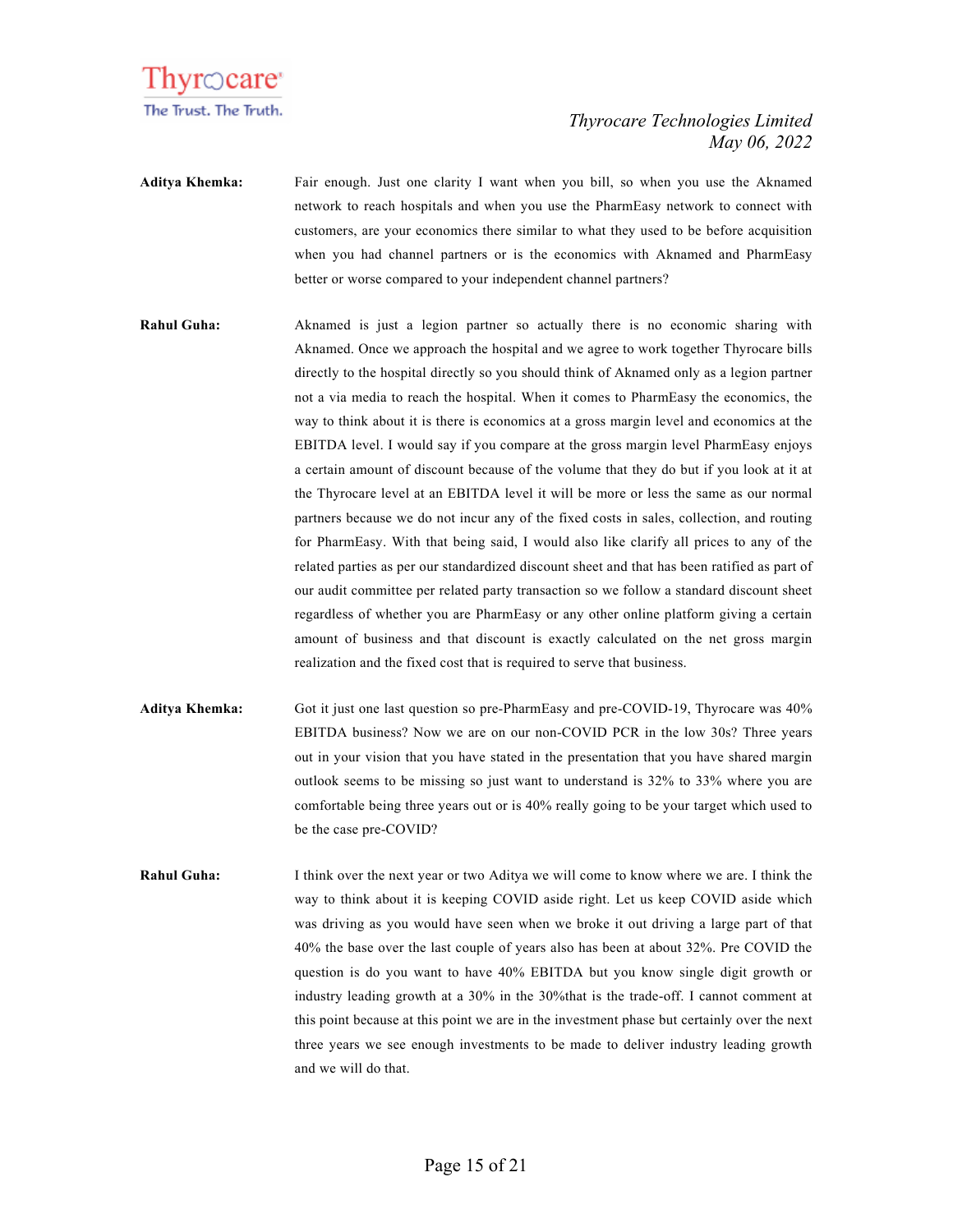**Aditya Khemka:** Fair enough. Just one clarity I want when you bill, so when you use the Aknamed network to reach hospitals and when you use the PharmEasy network to connect with customers, are your economics there similar to what they used to be before acquisition when you had channel partners or is the economics with Aknamed and PharmEasy better or worse compared to your independent channel partners?

**Rahul Guha:** Aknamed is just a legion partner so actually there is no economic sharing with Aknamed. Once we approach the hospital and we agree to work together Thyrocare bills directly to the hospital directly so you should think of Aknamed only as a legion partner not a via media to reach the hospital. When it comes to PharmEasy the economics, the way to think about it is there is economics at a gross margin level and economics at the EBITDA level. I would say if you compare at the gross margin level PharmEasy enjoys a certain amount of discount because of the volume that they do but if you look at it at the Thyrocare level at an EBITDA level it will be more or less the same as our normal partners because we do not incur any of the fixed costs in sales, collection, and routing for PharmEasy. With that being said, I would also like clarify all prices to any of the related parties as per our standardized discount sheet and that has been ratified as part of our audit committee per related party transaction so we follow a standard discount sheet regardless of whether you are PharmEasy or any other online platform giving a certain amount of business and that discount is exactly calculated on the net gross margin realization and the fixed cost that is required to serve that business.

**Aditya Khemka:** Got it just one last question so pre-PharmEasy and pre-COVID-19, Thyrocare was 40% EBITDA business? Now we are on our non-COVID PCR in the low 30s? Three years out in your vision that you have stated in the presentation that you have shared margin outlook seems to be missing so just want to understand is 32% to 33% where you are comfortable being three years out or is 40% really going to be your target which used to be the case pre-COVID?

**Rahul Guha:** I think over the next year or two Aditya we will come to know where we are. I think the way to think about it is keeping COVID aside right. Let us keep COVID aside which was driving as you would have seen when we broke it out driving a large part of that 40% the base over the last couple of years also has been at about 32%. Pre COVID the question is do you want to have 40% EBITDA but you know single digit growth or industry leading growth at a 30% in the 30%that is the trade-off. I cannot comment at this point because at this point we are in the investment phase but certainly over the next three years we see enough investments to be made to deliver industry leading growth and we will do that.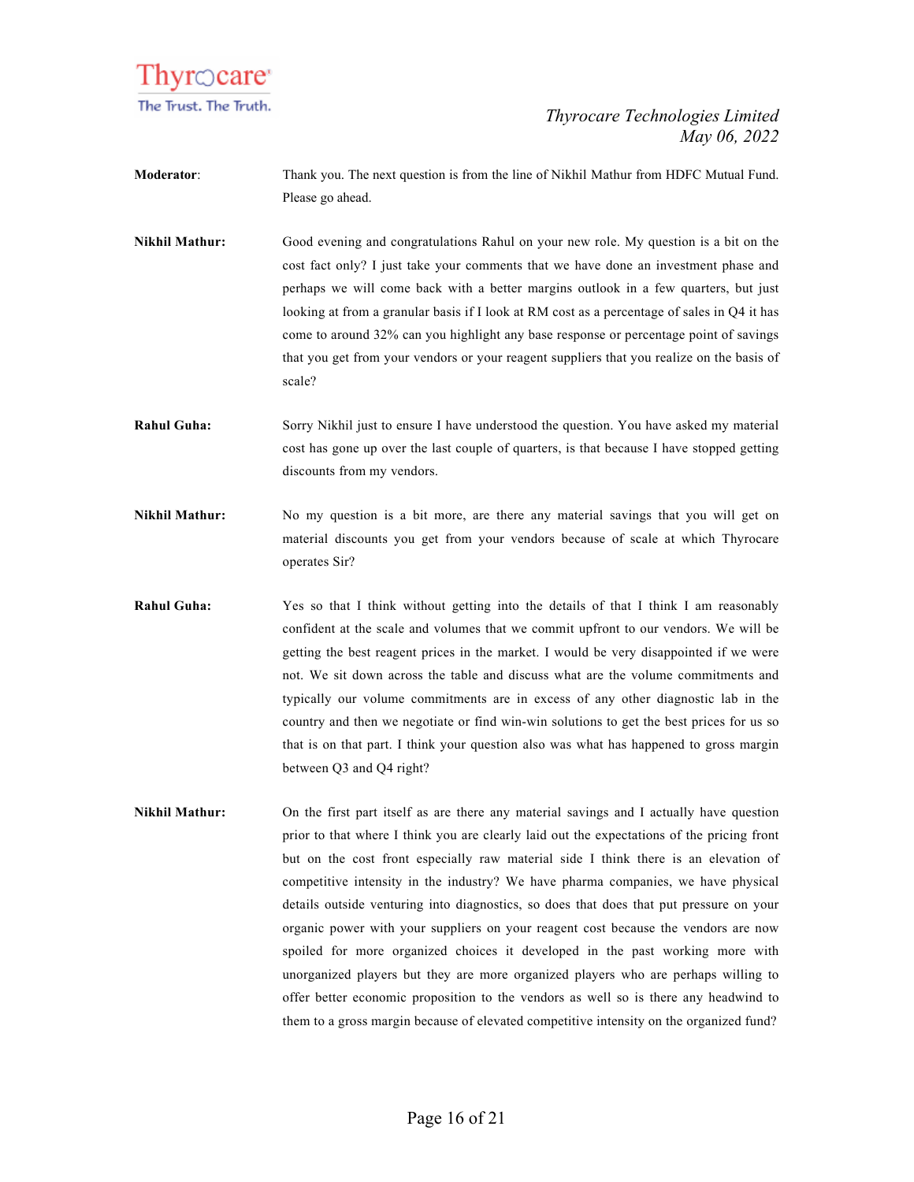**Moderator**: Thank you. The next question is from the line of Nikhil Mathur from HDFC Mutual Fund. Please go ahead.

**Nikhil Mathur:** Good evening and congratulations Rahul on your new role. My question is a bit on the cost fact only? I just take your comments that we have done an investment phase and perhaps we will come back with a better margins outlook in a few quarters, but just looking at from a granular basis if I look at RM cost as a percentage of sales in Q4 it has come to around 32% can you highlight any base response or percentage point of savings that you get from your vendors or your reagent suppliers that you realize on the basis of scale?

**Rahul Guha:** Sorry Nikhil just to ensure I have understood the question. You have asked my material cost has gone up over the last couple of quarters, is that because I have stopped getting discounts from my vendors.

**Nikhil Mathur:** No my question is a bit more, are there any material savings that you will get on material discounts you get from your vendors because of scale at which Thyrocare operates Sir?

**Rahul Guha:** Yes so that I think without getting into the details of that I think I am reasonably confident at the scale and volumes that we commit upfront to our vendors. We will be getting the best reagent prices in the market. I would be very disappointed if we were not. We sit down across the table and discuss what are the volume commitments and typically our volume commitments are in excess of any other diagnostic lab in the country and then we negotiate or find win-win solutions to get the best prices for us so that is on that part. I think your question also was what has happened to gross margin between Q3 and Q4 right?

**Nikhil Mathur:** On the first part itself as are there any material savings and I actually have question prior to that where I think you are clearly laid out the expectations of the pricing front but on the cost front especially raw material side I think there is an elevation of competitive intensity in the industry? We have pharma companies, we have physical details outside venturing into diagnostics, so does that does that put pressure on your organic power with your suppliers on your reagent cost because the vendors are now spoiled for more organized choices it developed in the past working more with unorganized players but they are more organized players who are perhaps willing to offer better economic proposition to the vendors as well so is there any headwind to them to a gross margin because of elevated competitive intensity on the organized fund?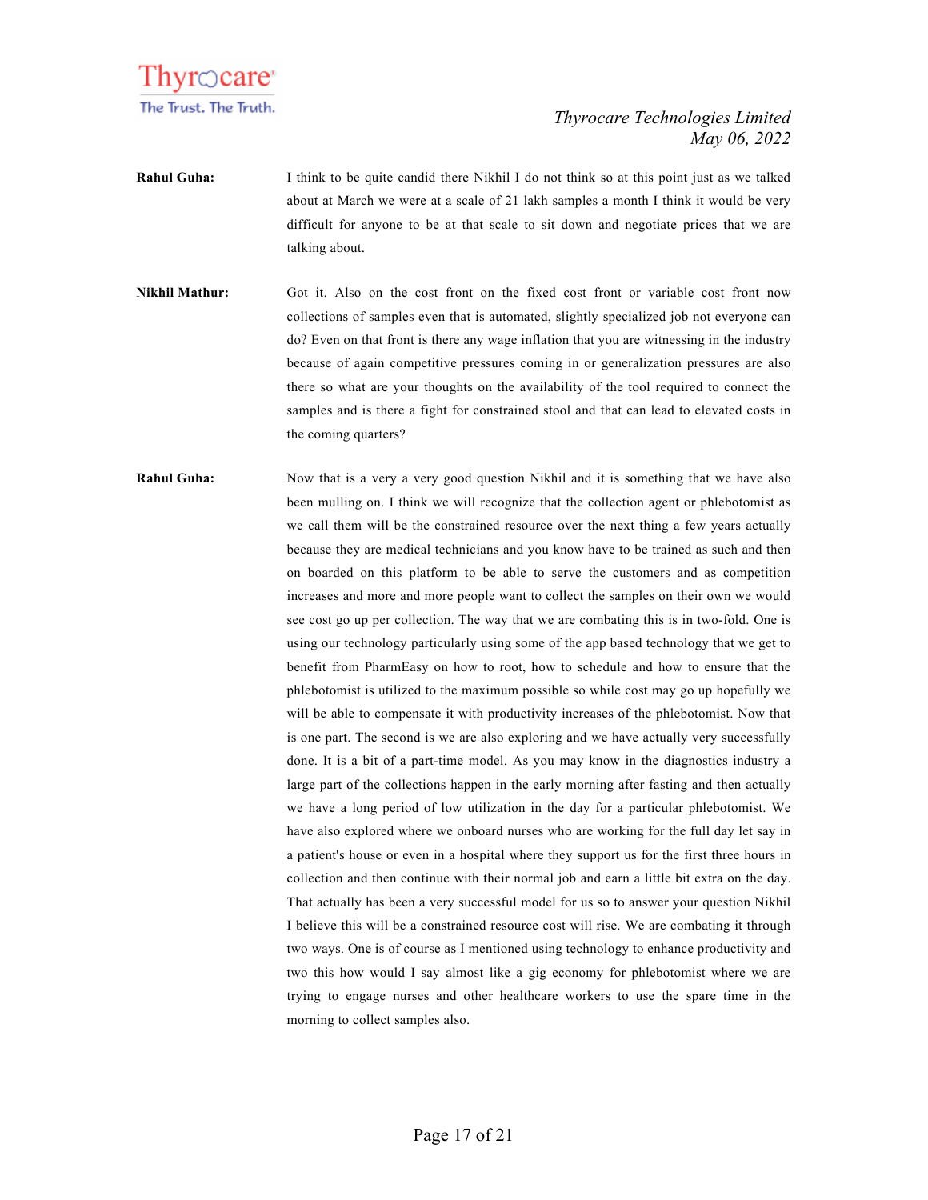**Rahul Guha:** I think to be quite candid there Nikhil I do not think so at this point just as we talked about at March we were at a scale of 21 lakh samples a month I think it would be very difficult for anyone to be at that scale to sit down and negotiate prices that we are talking about.

**Nikhil Mathur:** Got it. Also on the cost front on the fixed cost front or variable cost front now collections of samples even that is automated, slightly specialized job not everyone can do? Even on that front is there any wage inflation that you are witnessing in the industry because of again competitive pressures coming in or generalization pressures are also there so what are your thoughts on the availability of the tool required to connect the samples and is there a fight for constrained stool and that can lead to elevated costs in the coming quarters?

**Rahul Guha:** Now that is a very a very good question Nikhil and it is something that we have also been mulling on. I think we will recognize that the collection agent or phlebotomist as we call them will be the constrained resource over the next thing a few years actually because they are medical technicians and you know have to be trained as such and then on boarded on this platform to be able to serve the customers and as competition increases and more and more people want to collect the samples on their own we would see cost go up per collection. The way that we are combating this is in two-fold. One is using our technology particularly using some of the app based technology that we get to benefit from PharmEasy on how to root, how to schedule and how to ensure that the phlebotomist is utilized to the maximum possible so while cost may go up hopefully we will be able to compensate it with productivity increases of the phlebotomist. Now that is one part. The second is we are also exploring and we have actually very successfully done. It is a bit of a part-time model. As you may know in the diagnostics industry a large part of the collections happen in the early morning after fasting and then actually we have a long period of low utilization in the day for a particular phlebotomist. We have also explored where we onboard nurses who are working for the full day let say in a patient's house or even in a hospital where they support us for the first three hours in collection and then continue with their normal job and earn a little bit extra on the day. That actually has been a very successful model for us so to answer your question Nikhil I believe this will be a constrained resource cost will rise. We are combating it through two ways. One is of course as I mentioned using technology to enhance productivity and two this how would I say almost like a gig economy for phlebotomist where we are trying to engage nurses and other healthcare workers to use the spare time in the morning to collect samples also.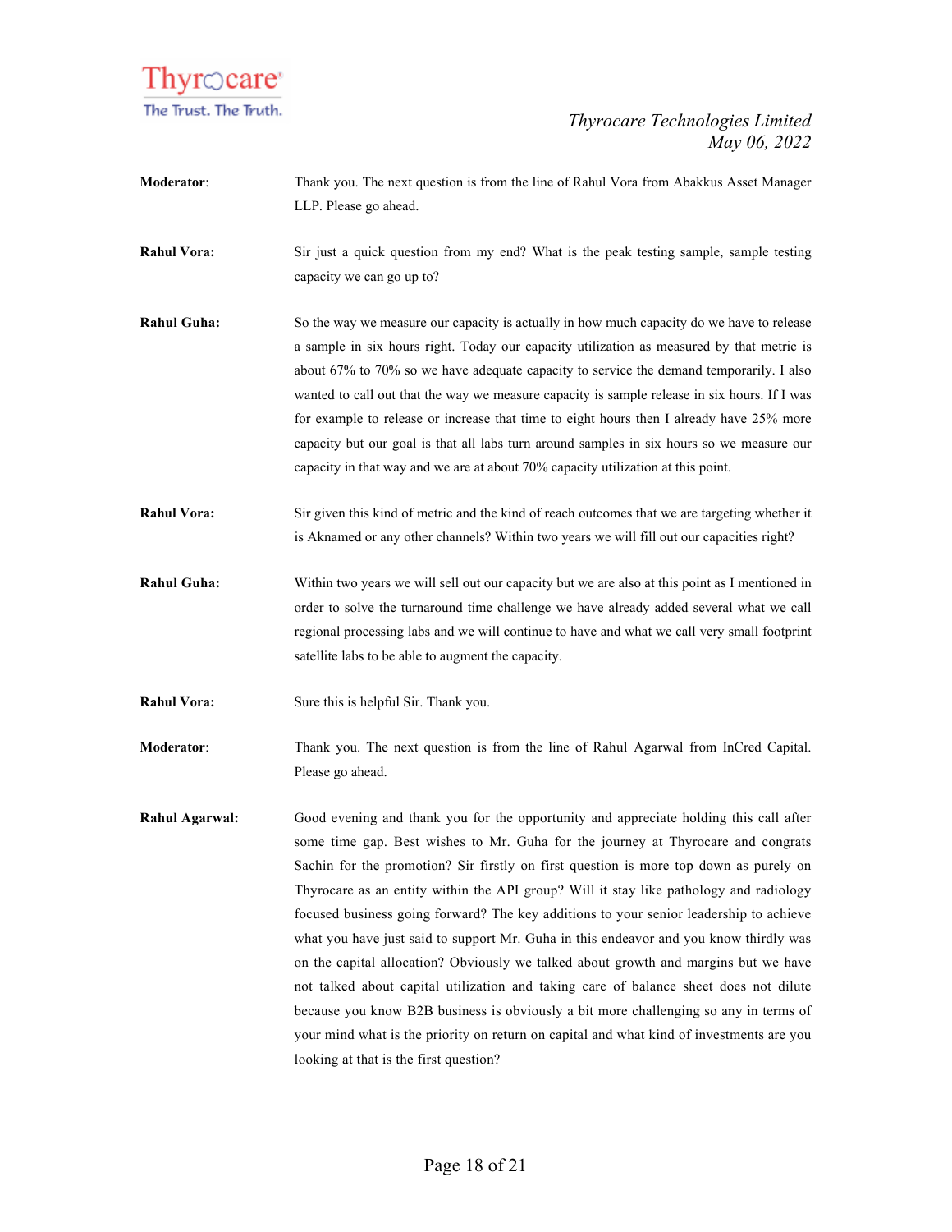**Moderator**: Thank you. The next question is from the line of Rahul Vora from Abakkus Asset Manager LLP. Please go ahead.

**Rahul Vora:** Sir just a quick question from my end? What is the peak testing sample, sample testing capacity we can go up to?

**Rahul Guha:** So the way we measure our capacity is actually in how much capacity do we have to release a sample in six hours right. Today our capacity utilization as measured by that metric is about 67% to 70% so we have adequate capacity to service the demand temporarily. I also wanted to call out that the way we measure capacity is sample release in six hours. If I was for example to release or increase that time to eight hours then I already have 25% more capacity but our goal is that all labs turn around samples in six hours so we measure our capacity in that way and we are at about 70% capacity utilization at this point.

**Rahul Vora:** Sir given this kind of metric and the kind of reach outcomes that we are targeting whether it is Aknamed or any other channels? Within two years we will fill out our capacities right?

**Rahul Guha:** Within two years we will sell out our capacity but we are also at this point as I mentioned in order to solve the turnaround time challenge we have already added several what we call regional processing labs and we will continue to have and what we call very small footprint satellite labs to be able to augment the capacity.

**Rahul Vora:** Sure this is helpful Sir. Thank you.

**Moderator**: Thank you. The next question is from the line of Rahul Agarwal from InCred Capital. Please go ahead.

**Rahul Agarwal:** Good evening and thank you for the opportunity and appreciate holding this call after some time gap. Best wishes to Mr. Guha for the journey at Thyrocare and congrats Sachin for the promotion? Sir firstly on first question is more top down as purely on Thyrocare as an entity within the API group? Will it stay like pathology and radiology focused business going forward? The key additions to your senior leadership to achieve what you have just said to support Mr. Guha in this endeavor and you know thirdly was on the capital allocation? Obviously we talked about growth and margins but we have not talked about capital utilization and taking care of balance sheet does not dilute because you know B2B business is obviously a bit more challenging so any in terms of your mind what is the priority on return on capital and what kind of investments are you looking at that is the first question?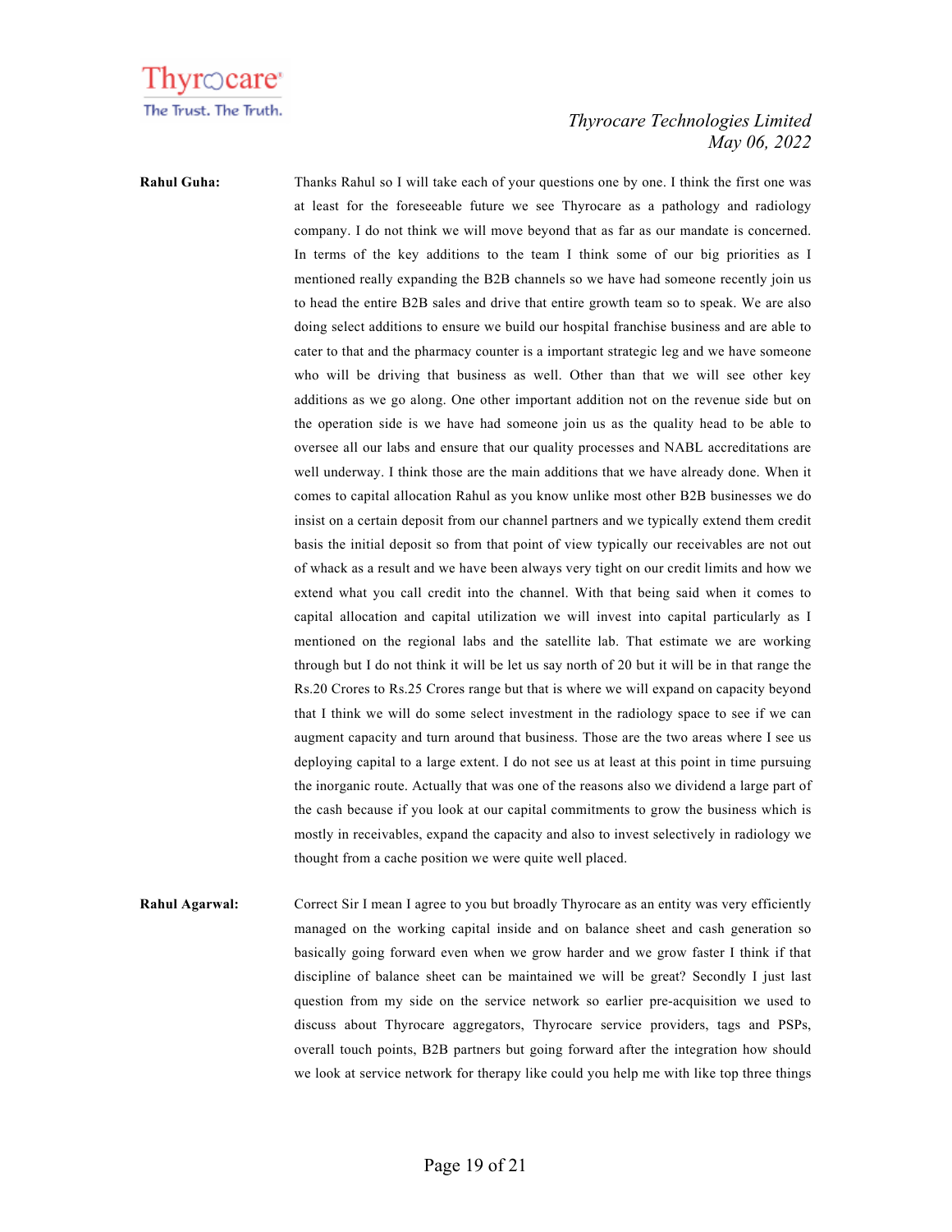**Rahul Guha:** Thanks Rahul so I will take each of your questions one by one. I think the first one was at least for the foreseeable future we see Thyrocare as a pathology and radiology company. I do not think we will move beyond that as far as our mandate is concerned. In terms of the key additions to the team I think some of our big priorities as I mentioned really expanding the B2B channels so we have had someone recently join us to head the entire B2B sales and drive that entire growth team so to speak. We are also doing select additions to ensure we build our hospital franchise business and are able to cater to that and the pharmacy counter is a important strategic leg and we have someone who will be driving that business as well. Other than that we will see other key additions as we go along. One other important addition not on the revenue side but on the operation side is we have had someone join us as the quality head to be able to oversee all our labs and ensure that our quality processes and NABL accreditations are well underway. I think those are the main additions that we have already done. When it comes to capital allocation Rahul as you know unlike most other B2B businesses we do insist on a certain deposit from our channel partners and we typically extend them credit basis the initial deposit so from that point of view typically our receivables are not out of whack as a result and we have been always very tight on our credit limits and how we extend what you call credit into the channel. With that being said when it comes to capital allocation and capital utilization we will invest into capital particularly as I mentioned on the regional labs and the satellite lab. That estimate we are working through but I do not think it will be let us say north of 20 but it will be in that range the Rs.20 Crores to Rs.25 Crores range but that is where we will expand on capacity beyond that I think we will do some select investment in the radiology space to see if we can augment capacity and turn around that business. Those are the two areas where I see us deploying capital to a large extent. I do not see us at least at this point in time pursuing the inorganic route. Actually that was one of the reasons also we dividend a large part of the cash because if you look at our capital commitments to grow the business which is mostly in receivables, expand the capacity and also to invest selectively in radiology we thought from a cache position we were quite well placed.

**Rahul Agarwal:** Correct Sir I mean I agree to you but broadly Thyrocare as an entity was very efficiently managed on the working capital inside and on balance sheet and cash generation so basically going forward even when we grow harder and we grow faster I think if that discipline of balance sheet can be maintained we will be great? Secondly I just last question from my side on the service network so earlier pre-acquisition we used to discuss about Thyrocare aggregators, Thyrocare service providers, tags and PSPs, overall touch points, B2B partners but going forward after the integration how should we look at service network for therapy like could you help me with like top three things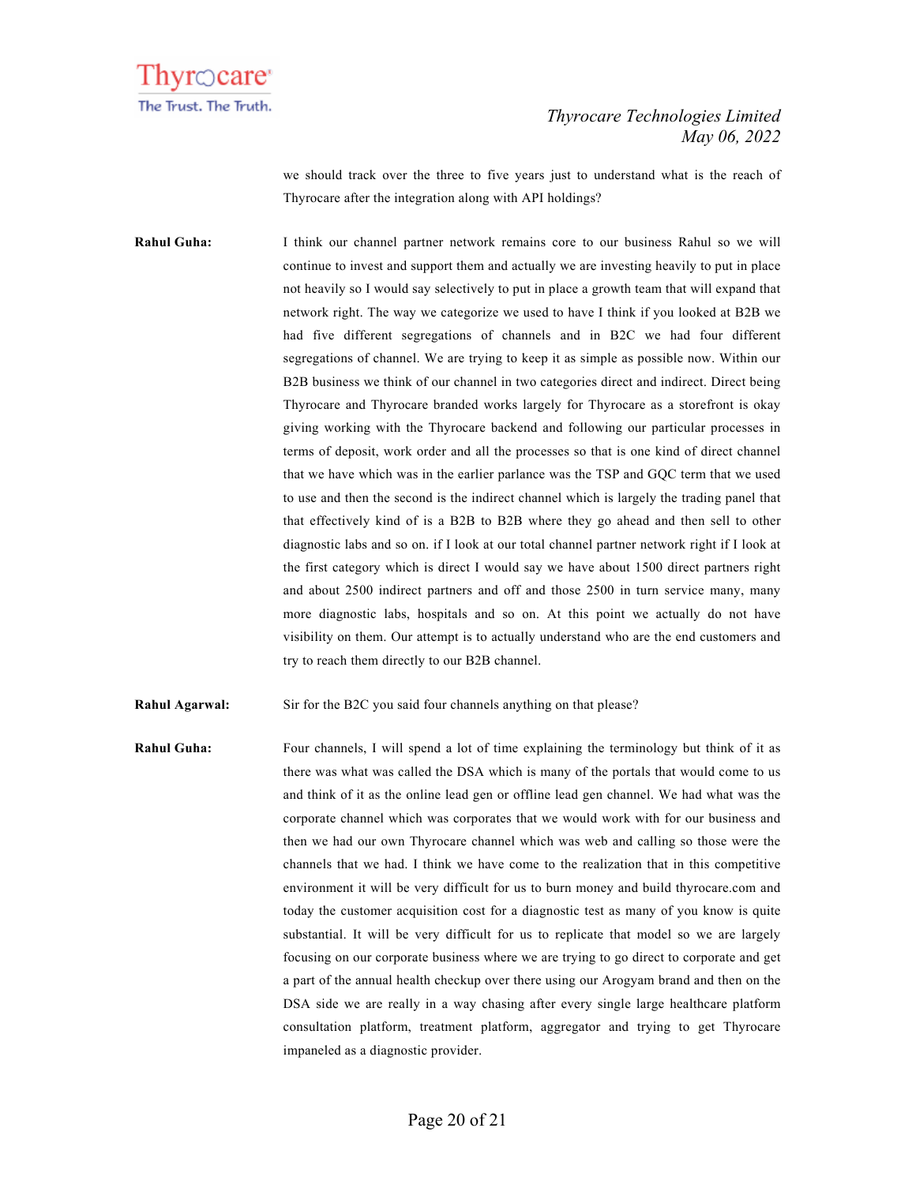we should track over the three to five years just to understand what is the reach of Thyrocare after the integration along with API holdings?

**Rahul Guha:** I think our channel partner network remains core to our business Rahul so we will continue to invest and support them and actually we are investing heavily to put in place not heavily so I would say selectively to put in place a growth team that will expand that network right. The way we categorize we used to have I think if you looked at B2B we had five different segregations of channels and in B2C we had four different segregations of channel. We are trying to keep it as simple as possible now. Within our B2B business we think of our channel in two categories direct and indirect. Direct being Thyrocare and Thyrocare branded works largely for Thyrocare as a storefront is okay giving working with the Thyrocare backend and following our particular processes in terms of deposit, work order and all the processes so that is one kind of direct channel that we have which was in the earlier parlance was the TSP and GQC term that we used to use and then the second is the indirect channel which is largely the trading panel that that effectively kind of is a B2B to B2B where they go ahead and then sell to other diagnostic labs and so on. if I look at our total channel partner network right if I look at the first category which is direct I would say we have about 1500 direct partners right and about 2500 indirect partners and off and those 2500 in turn service many, many more diagnostic labs, hospitals and so on. At this point we actually do not have visibility on them. Our attempt is to actually understand who are the end customers and try to reach them directly to our B2B channel.

**Rahul Agarwal:** Sir for the B2C you said four channels anything on that please?

**Rahul Guha:** Four channels, I will spend a lot of time explaining the terminology but think of it as there was what was called the DSA which is many of the portals that would come to us and think of it as the online lead gen or offline lead gen channel. We had what was the corporate channel which was corporates that we would work with for our business and then we had our own Thyrocare channel which was web and calling so those were the channels that we had. I think we have come to the realization that in this competitive environment it will be very difficult for us to burn money and build thyrocare.com and today the customer acquisition cost for a diagnostic test as many of you know is quite substantial. It will be very difficult for us to replicate that model so we are largely focusing on our corporate business where we are trying to go direct to corporate and get a part of the annual health checkup over there using our Arogyam brand and then on the DSA side we are really in a way chasing after every single large healthcare platform consultation platform, treatment platform, aggregator and trying to get Thyrocare impaneled as a diagnostic provider.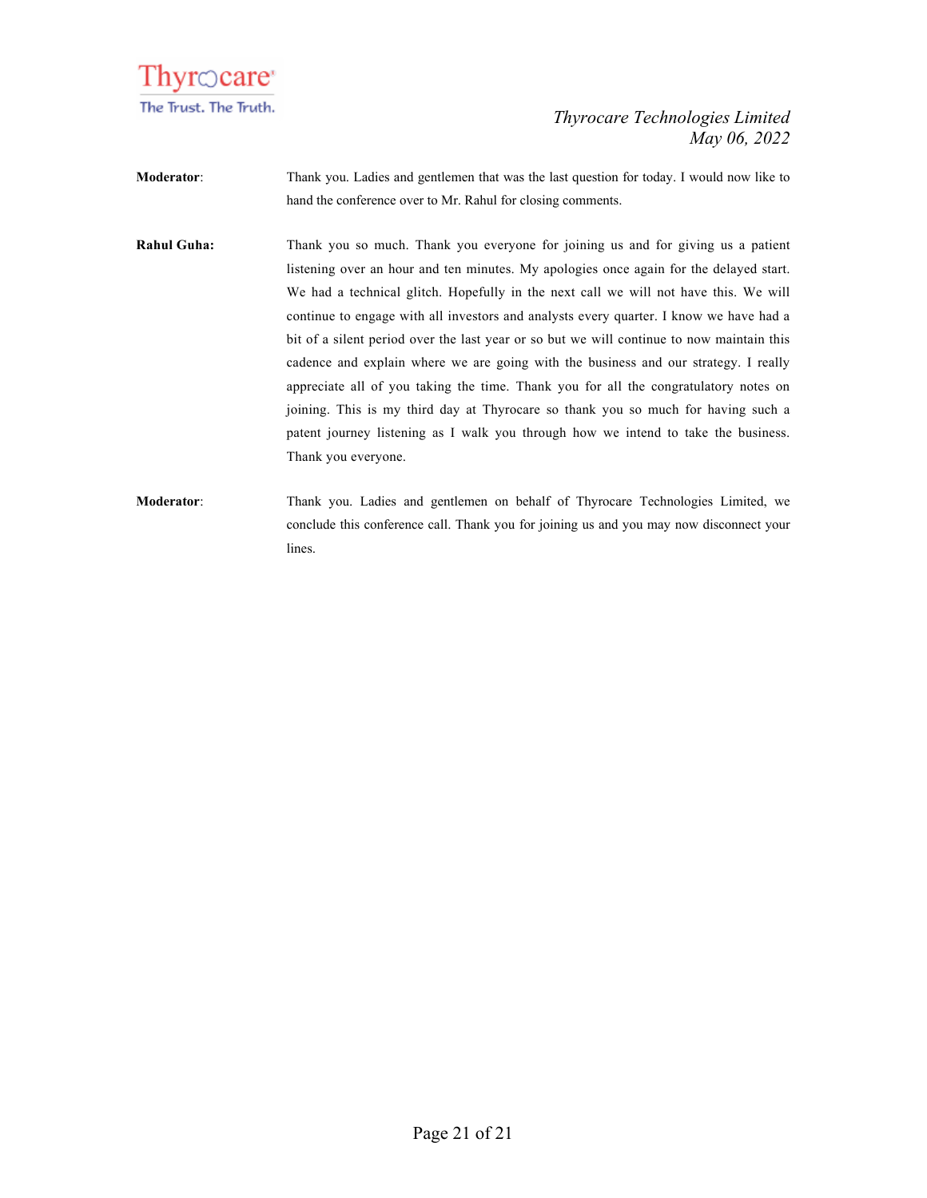**Moderator**: Thank you. Ladies and gentlemen that was the last question for today. I would now like to hand the conference over to Mr. Rahul for closing comments.

**Rahul Guha:** Thank you so much. Thank you everyone for joining us and for giving us a patient listening over an hour and ten minutes. My apologies once again for the delayed start. We had a technical glitch. Hopefully in the next call we will not have this. We will continue to engage with all investors and analysts every quarter. I know we have had a bit of a silent period over the last year or so but we will continue to now maintain this cadence and explain where we are going with the business and our strategy. I really appreciate all of you taking the time. Thank you for all the congratulatory notes on joining. This is my third day at Thyrocare so thank you so much for having such a patent journey listening as I walk you through how we intend to take the business. Thank you everyone.

**Moderator**: Thank you. Ladies and gentlemen on behalf of Thyrocare Technologies Limited, we conclude this conference call. Thank you for joining us and you may now disconnect your lines.